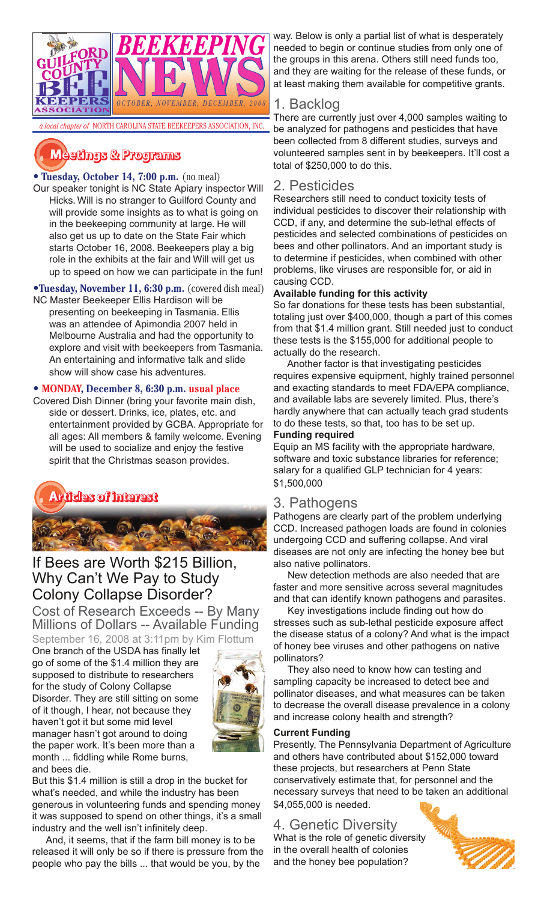# GUILFORD COUNTY BEE KEEPERS ASSOCIATION — BEEKEEPING NEWS

*OCTOBER, NOVEMBER, DECEMBER, 2008*

*a local chapter of* NORTH CAROLINA STATE BEEKEEPERS ASSOCIATION, INC.

## Meetings & Programs

**• Tuesday, October 14, 7:00 p.m.** (no meal)
Our speaker tonight is NC State Apiary inspector Will Hicks. Will is no stranger to Guilford County and will provide some insights as to what is going on in the beekeeping community at large. He will also get us up to date on the State Fair which starts October 16, 2008. Beekeepers play a big role in the exhibits at the fair and Will will get us up to speed on how we can participate in the fun!

**•Tuesday, November 11, 6:30 p.m.** (covered dish meal)
NC Master Beekeeper Ellis Hardison will be presenting on beekeeping in Tasmania. Ellis was an attendee of Apimondia 2007 held in Melbourne Australia and had the opportunity to explore and visit with beekeepers from Tasmania. An entertaining and informative talk and slide show will show case his adventures.

**• MONDAY, December 8, 6:30 p.m. usual place**
Covered Dish Dinner (bring your favorite main dish, side or dessert. Drinks, ice, plates, etc. and entertainment provided by GCBA. Appropriate for all ages: All members & family welcome. Evening will be used to socialize and enjoy the festive spirit that the Christmas season provides.

## Articles of Interest

### If Bees are Worth $215 Billion, Why Can't We Pay to Study Colony Collapse Disorder?

Cost of Research Exceeds -- By Many Millions of Dollars -- Available Funding

September 16, 2008 at 3:11pm by Kim Flottum

One branch of the USDA has finally let go of some of the $1.4 million they are supposed to distribute to researchers for the study of Colony Collapse Disorder. They are still sitting on some of it though, I hear, not because they haven't got it but some mid level manager hasn't got around to doing the paper work. It's been more than a month ... fiddling while Rome burns, and bees die.

But this $1.4 million is still a drop in the bucket for what's needed, and while the industry has been generous in volunteering funds and spending money it was supposed to spend on other things, it's a small industry and the well isn't infinitely deep.

And, it seems, that if the farm bill money is to be released it will only be so if there is pressure from the people who pay the bills ... that would be you, by the way. Below is only a partial list of what is desperately needed to begin or continue studies from only one of the groups in this arena. Others still need funds too, and they are waiting for the release of these funds, or at least making them available for competitive grants.

#### 1. Backlog

There are currently just over 4,000 samples waiting to be analyzed for pathogens and pesticides that have been collected from 8 different studies, surveys and volunteered samples sent in by beekeepers. It'll cost a total of $250,000 to do this.

#### 2. Pesticides

Researchers still need to conduct toxicity tests of individual pesticides to discover their relationship with CCD, if any, and determine the sub-lethal effects of pesticides and selected combinations of pesticides on bees and other pollinators. And an important study is to determine if pesticides, when combined with other problems, like viruses are responsible for, or aid in causing CCD.

**Available funding for this activity**

So far donations for these tests has been substantial, totaling just over $400,000, though a part of this comes from that $1.4 million grant. Still needed just to conduct these tests is the $155,000 for additional people to actually do the research.

Another factor is that investigating pesticides requires expensive equipment, highly trained personnel and exacting standards to meet FDA/EPA compliance, and available labs are severely limited. Plus, there's hardly anywhere that can actually teach grad students to do these tests, so that, too has to be set up.

**Funding required**

Equip an MS facility with the appropriate hardware, software and toxic substance libraries for reference; salary for a qualified GLP technician for 4 years: $1,500,000

#### 3. Pathogens

Pathogens are clearly part of the problem underlying CCD. Increased pathogen loads are found in colonies undergoing CCD and suffering collapse. And viral diseases are not only are infecting the honey bee but also native pollinators.

New detection methods are also needed that are faster and more sensitive across several magnitudes and that can identify known pathogens and parasites.

Key investigations include finding out how do stresses such as sub-lethal pesticide exposure affect the disease status of a colony? And what is the impact of honey bee viruses and other pathogens on native pollinators?

They also need to know how can testing and sampling capacity be increased to detect bee and pollinator diseases, and what measures can be taken to decrease the overall disease prevalence in a colony and increase colony health and strength?

**Current Funding**

Presently, The Pennsylvania Department of Agriculture and others have contributed about $152,000 toward these projects, but researchers at Penn State conservatively estimate that, for personnel and the necessary surveys that need to be taken an additional $4,055,000 is needed.

#### 4. Genetic Diversity

What is the role of genetic diversity in the overall health of colonies and the honey bee population?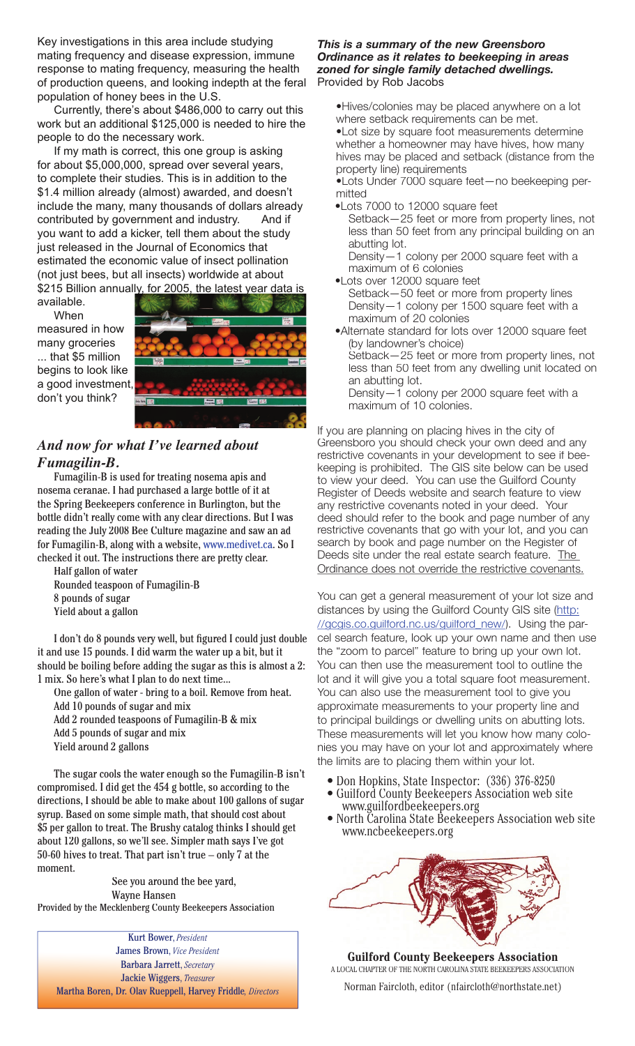Key investigations in this area include studying mating frequency and disease expression, immune response to mating frequency, measuring the health of production queens, and looking indepth at the feral population of honey bees in the U.S.

Currently, there's about $486,000 to carry out this work but an additional $125,000 is needed to hire the people to do the necessary work.

If my math is correct, this one group is asking for about $5,000,000, spread over several years, to complete their studies. This is in addition to the $1.4 million already (almost) awarded, and doesn't include the many, many thousands of dollars already contributed by government and industry. And if you want to add a kicker, tell them about the study just released in the Journal of Economics that estimated the economic value of insect pollination (not just bees, but all insects) worldwide at about $215 Billion annually, for 2005, the latest year data is available.

When measured in how many groceries ... that $5 million begins to look like a good investment, don't you think?

## *And now for what I've learned about Fumagilin-B.*

Fumagilin-B is used for treating nosema apis and nosema ceranae. I had purchased a large bottle of it at the Spring Beekeepers conference in Burlington, but the bottle didn't really come with any clear directions. But I was reading the July 2008 Bee Culture magazine and saw an ad for Fumagilin-B, along with a website, www.medivet.ca. So I checked it out. The instructions there are pretty clear.

Half gallon of water  
Rounded teaspoon of Fumagilin-B  
8 pounds of sugar  
Yield about a gallon

I don't do 8 pounds very well, but figured I could just double it and use 15 pounds. I did warm the water up a bit, but it should be boiling before adding the sugar as this is almost a 2: 1 mix. So here's what I plan to do next time...

One gallon of water - bring to a boil. Remove from heat.  
Add 10 pounds of sugar and mix  
Add 2 rounded teaspoons of Fumagilin-B & mix  
Add 5 pounds of sugar and mix  
Yield around 2 gallons

The sugar cools the water enough so the Fumagilin-B isn't compromised. I did get the 454 g bottle, so according to the directions, I should be able to make about 100 gallons of sugar syrup. Based on some simple math, that should cost about $5 per gallon to treat. The Brushy catalog thinks I should get about 120 gallons, so we'll see. Simpler math says I've got 50-60 hives to treat. That part isn't true – only 7 at the moment.

See you around the bee yard,  
Wayne Hansen  
Provided by the Mecklenberg County Beekeepers Association

Kurt Bower, *President*  
James Brown, *Vice President*  
Barbara Jarrett, *Secretary*  
Jackie Wiggers, *Treasurer*  
Martha Boren, Dr. Olav Rueppell, Harvey Friddle, *Directors*

***This is a summary of the new Greensboro Ordinance as it relates to beekeeping in areas zoned for single family detached dwellings.***  
Provided by Rob Jacobs

- Hives/colonies may be placed anywhere on a lot where setback requirements can be met.
- Lot size by square foot measurements determine whether a homeowner may have hives, how many hives may be placed and setback (distance from the property line) requirements
- Lots Under 7000 square feet—no beekeeping permitted
- Lots 7000 to 12000 square feet  
  Setback—25 feet or more from property lines, not less than 50 feet from any principal building on an abutting lot.  
  Density—1 colony per 2000 square feet with a maximum of 6 colonies
- Lots over 12000 square feet  
  Setback—50 feet or more from property lines  
  Density—1 colony per 1500 square feet with a maximum of 20 colonies
- Alternate standard for lots over 12000 square feet (by landowner's choice)  
  Setback—25 feet or more from property lines, not less than 50 feet from any dwelling unit located on an abutting lot.  
  Density—1 colony per 2000 square feet with a maximum of 10 colonies.

If you are planning on placing hives in the city of Greensboro you should check your own deed and any restrictive covenants in your development to see if beekeeping is prohibited. The GIS site below can be used to view your deed. You can use the Guilford County Register of Deeds website and search feature to view any restrictive covenants noted in your deed. Your deed should refer to the book and page number of any restrictive covenants that go with your lot, and you can search by book and page number on the Register of Deeds site under the real estate search feature. The Ordinance does not override the restrictive covenants.

You can get a general measurement of your lot size and distances by using the Guilford County GIS site (http://gcgis.co.guilford.nc.us/guilford_new/). Using the parcel search feature, look up your own name and then use the "zoom to parcel" feature to bring up your own lot. You can then use the measurement tool to outline the lot and it will give you a total square foot measurement. You can also use the measurement tool to give you approximate measurements to your property line and to principal buildings or dwelling units on abutting lots. These measurements will let you know how many colonies you may have on your lot and approximately where the limits are to placing them within your lot.

- Don Hopkins, State Inspector: (336) 376-8250
- Guilford County Beekeepers Association web site www.guilfordbeekeepers.org
- North Carolina State Beekeepers Association web site www.ncbeekeepers.org

**Guilford County Beekeepers Association**  
A LOCAL CHAPTER OF THE NORTH CAROLINA STATE BEEKEEPERS ASSOCIATION  
Norman Faircloth, editor (nfaircloth@northstate.net)